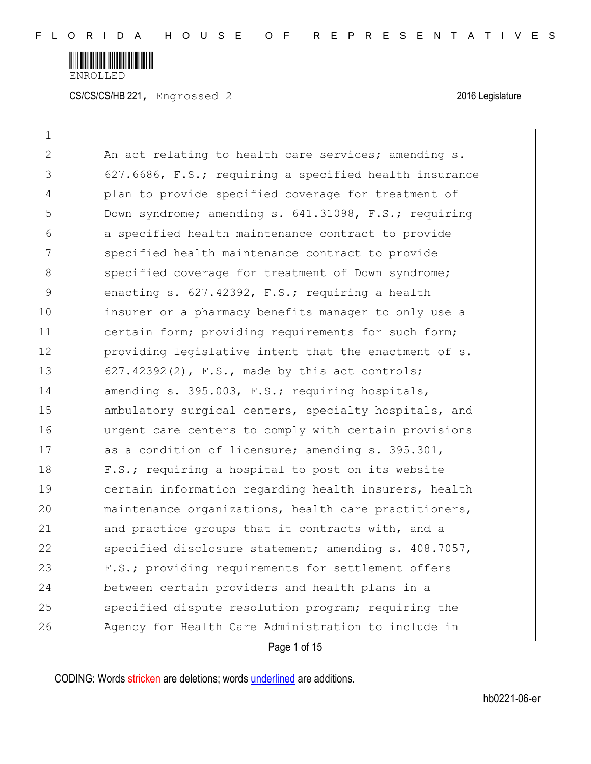ENROLLED

CS/CS/CS/HB 221, Engrossed 2 2016 Legislature

An act relating to health care services; amending s. 627.6686, F.S.; requiring a specified health insurance plan to provide specified coverage for treatment of Down syndrome; amending s. 641.31098, F.S.; requiring a specified health maintenance contract to provide specified health maintenance contract to provide specified coverage for treatment of Down syndrome; enacting s. 627.42392, F.S.; requiring a health insurer or a pharmacy benefits manager to only use a certain form; providing requirements for such form; providing legislative intent that the enactment of s. 627.42392(2), F.S., made by this act controls; amending s. 395.003, F.S.; requiring hospitals, ambulatory surgical centers, specialty hospitals, and urgent care centers to comply with certain provisions as a condition of licensure; amending s. 395.301, F.S.; requiring a hospital to post on its website certain information regarding health insurers, health maintenance organizations, health care practitioners, and practice groups that it contracts with, and a specified disclosure statement; amending s. 408.7057, F.S.; providing requirements for settlement offers between certain providers and health plans in a specified dispute resolution program; requiring the Agency for Health Care Administration to include in

CODING: Words stricken are deletions; words underlined are additions.

hb0221-06-er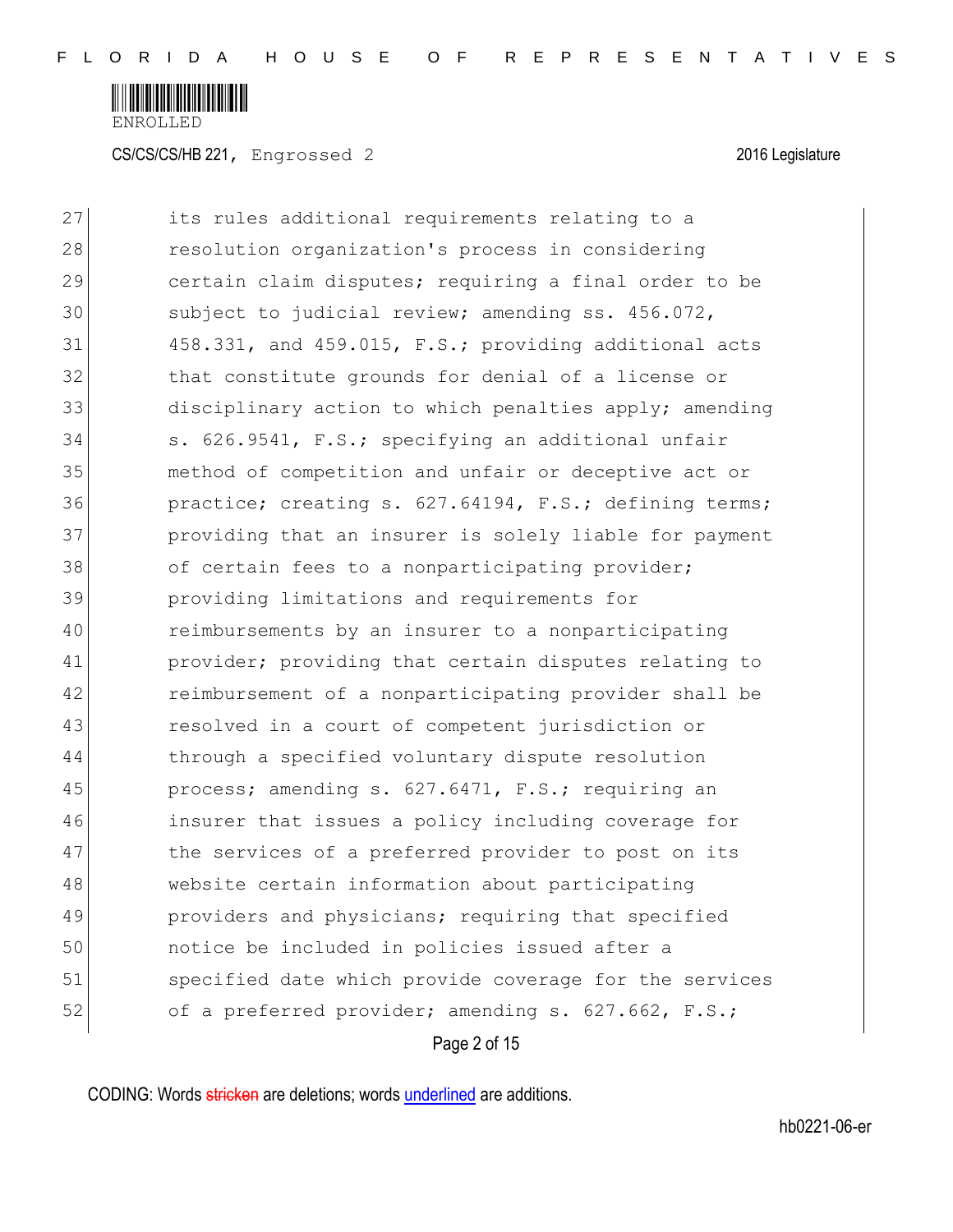its rules additional requirements relating to a resolution organization's process in considering certain claim disputes; requiring a final order to be subject to judicial review; amending ss. 456.072, 458.331, and 459.015, F.S.; providing additional acts that constitute grounds for denial of a license or disciplinary action to which penalties apply; amending s. 626.9541, F.S.; specifying an additional unfair method of competition and unfair or deceptive act or practice; creating s. 627.64194, F.S.; defining terms; providing that an insurer is solely liable for payment of certain fees to a nonparticipating provider; providing limitations and requirements for reimbursements by an insurer to a nonparticipating provider; providing that certain disputes relating to reimbursement of a nonparticipating provider shall be resolved in a court of competent jurisdiction or through a specified voluntary dispute resolution process; amending s. 627.6471, F.S.; requiring an insurer that issues a policy including coverage for the services of a preferred provider to post on its website certain information about participating providers and physicians; requiring that specified notice be included in policies issued after a specified date which provide coverage for the services of a preferred provider; amending s. 627.662, F.S.;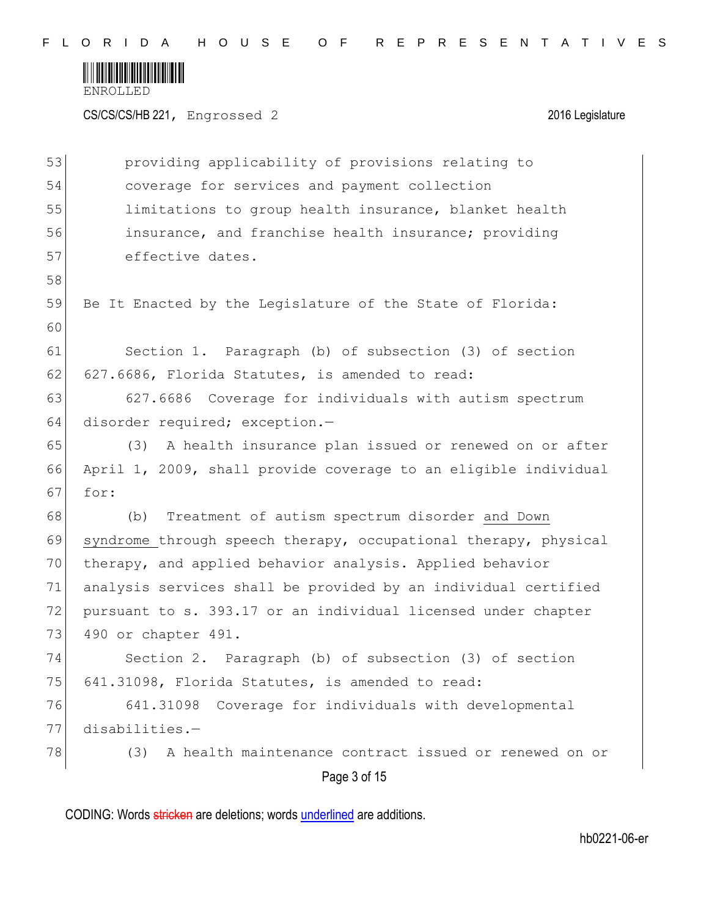providing applicability of provisions relating to coverage for services and payment collection limitations to group health insurance, blanket health insurance, and franchise health insurance; providing effective dates.

Be It Enacted by the Legislature of the State of Florida:

Section 1. Paragraph (b) of subsection (3) of section 627.6686, Florida Statutes, is amended to read:

627.6686 Coverage for individuals with autism spectrum disorder required; exception.—

(3) A health insurance plan issued or renewed on or after April 1, 2009, shall provide coverage to an eligible individual for:

(b) Treatment of autism spectrum disorder and Down syndrome through speech therapy, occupational therapy, physical therapy, and applied behavior analysis. Applied behavior analysis services shall be provided by an individual certified pursuant to s. 393.17 or an individual licensed under chapter 490 or chapter 491.

Section 2. Paragraph (b) of subsection (3) of section 641.31098, Florida Statutes, is amended to read:

641.31098 Coverage for individuals with developmental disabilities.—

(3) A health maintenance contract issued or renewed on or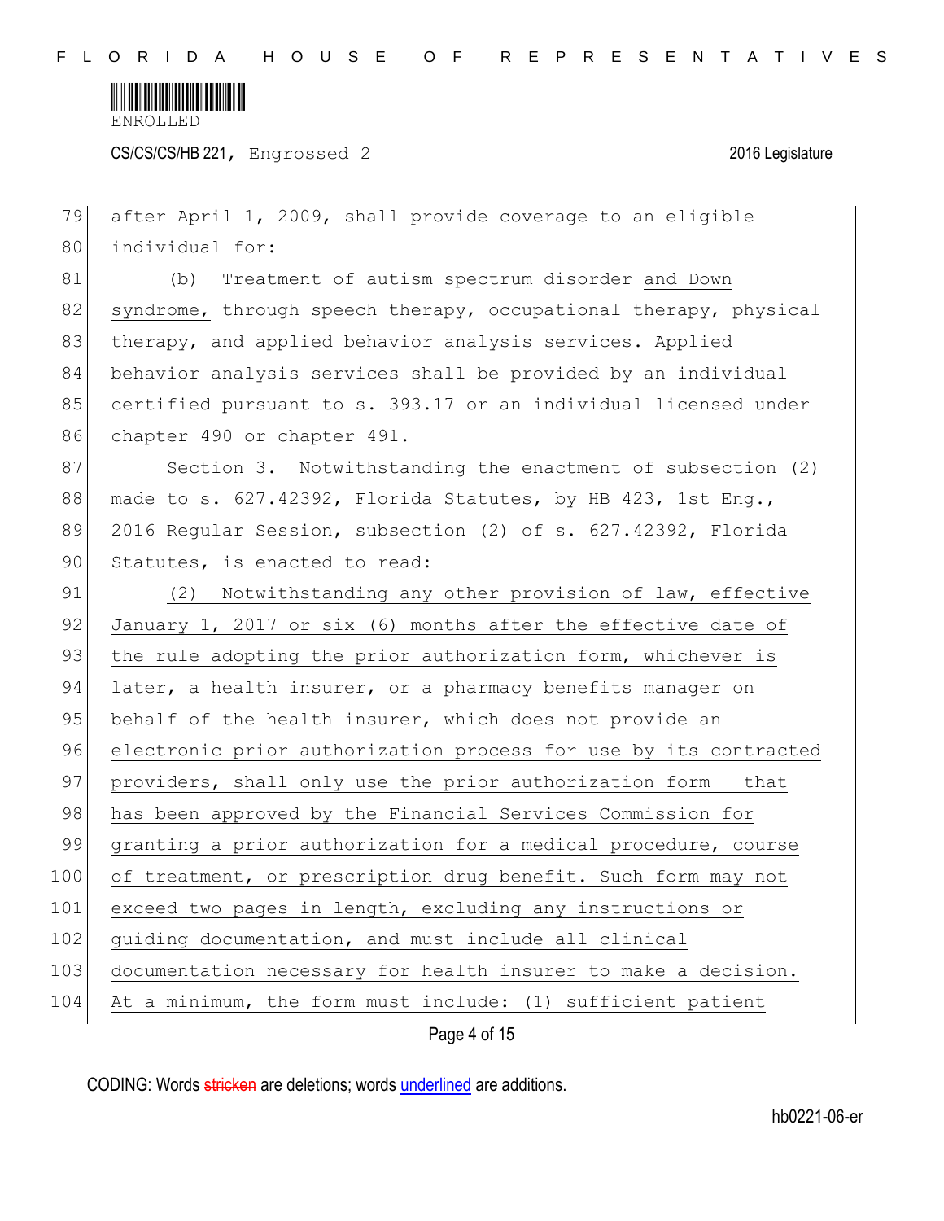after April 1, 2009, shall provide coverage to an eligible individual for:

(b) Treatment of autism spectrum disorder and Down syndrome, through speech therapy, occupational therapy, physical therapy, and applied behavior analysis services. Applied behavior analysis services shall be provided by an individual certified pursuant to s. 393.17 or an individual licensed under chapter 490 or chapter 491.

Section 3. Notwithstanding the enactment of subsection (2) made to s. 627.42392, Florida Statutes, by HB 423, 1st Eng., 2016 Regular Session, subsection (2) of s. 627.42392, Florida Statutes, is enacted to read:

(2) Notwithstanding any other provision of law, effective January 1, 2017 or six (6) months after the effective date of the rule adopting the prior authorization form, whichever is later, a health insurer, or a pharmacy benefits manager on behalf of the health insurer, which does not provide an electronic prior authorization process for use by its contracted providers, shall only use the prior authorization form that has been approved by the Financial Services Commission for granting a prior authorization for a medical procedure, course of treatment, or prescription drug benefit. Such form may not exceed two pages in length, excluding any instructions or guiding documentation, and must include all clinical documentation necessary for health insurer to make a decision. At a minimum, the form must include: (1) sufficient patient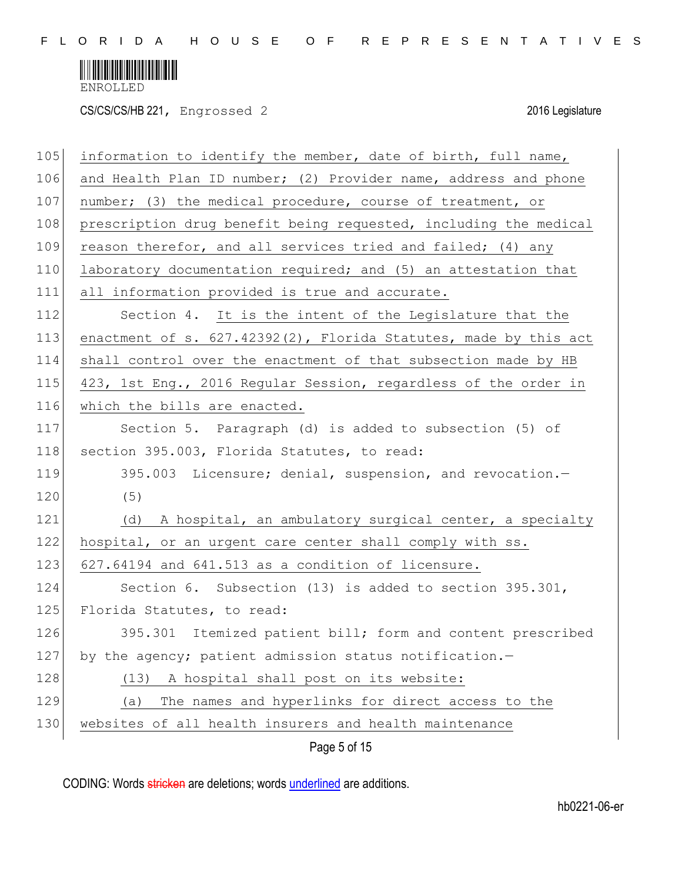information to identify the member, date of birth, full name, and Health Plan ID number; (2) Provider name, address and phone number; (3) the medical procedure, course of treatment, or prescription drug benefit being requested, including the medical reason therefor, and all services tried and failed; (4) any laboratory documentation required; and (5) an attestation that all information provided is true and accurate.

Section 4. It is the intent of the Legislature that the enactment of s. 627.42392(2), Florida Statutes, made by this act shall control over the enactment of that subsection made by HB 423, 1st Eng., 2016 Regular Session, regardless of the order in which the bills are enacted.

Section 5. Paragraph (d) is added to subsection (5) of section 395.003, Florida Statutes, to read:

395.003 Licensure; denial, suspension, and revocation.—

(5)

(d) A hospital, an ambulatory surgical center, a specialty hospital, or an urgent care center shall comply with ss. 627.64194 and 641.513 as a condition of licensure.

Section 6. Subsection (13) is added to section 395.301, Florida Statutes, to read:

395.301 Itemized patient bill; form and content prescribed by the agency; patient admission status notification.—

(13) A hospital shall post on its website:

(a) The names and hyperlinks for direct access to the websites of all health insurers and health maintenance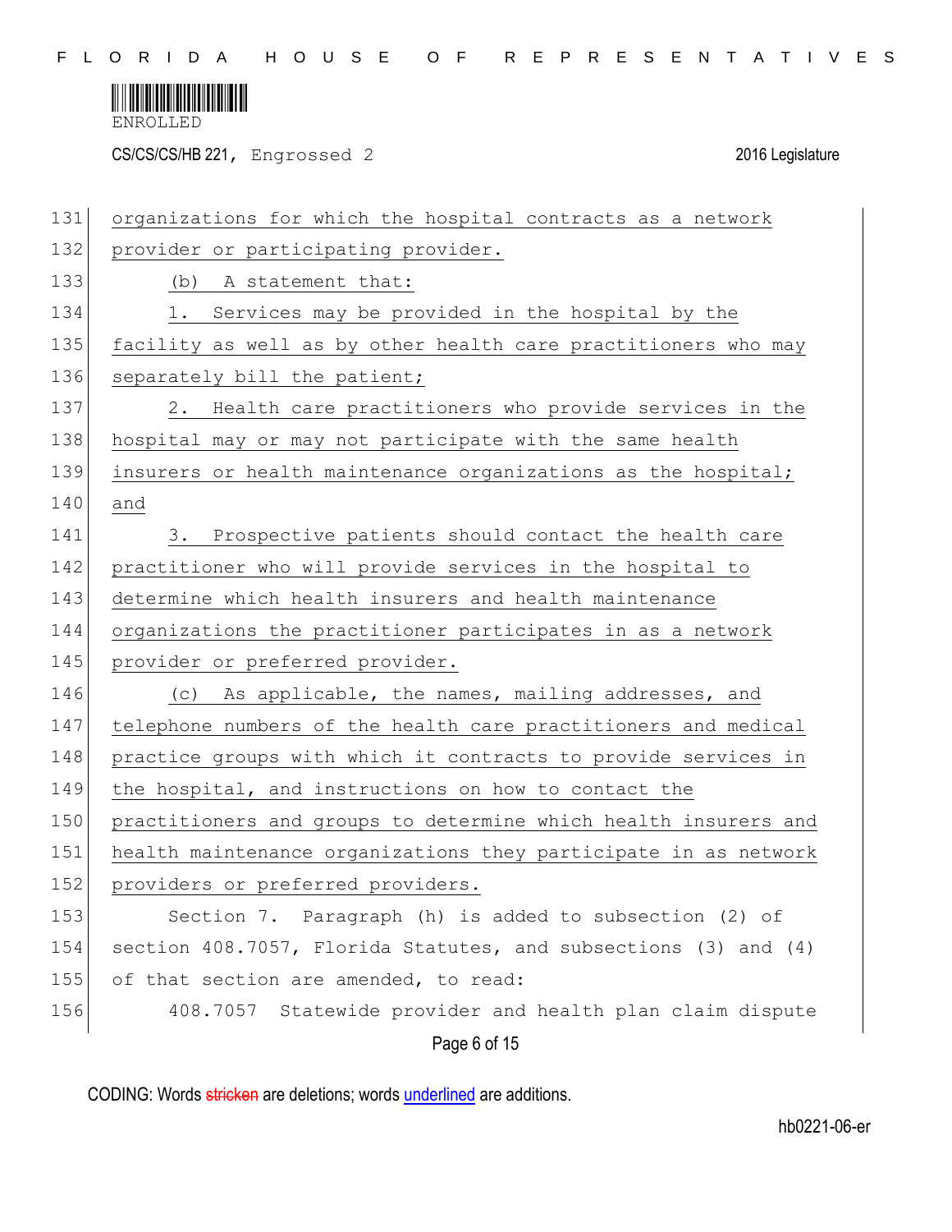organizations for which the hospital contracts as a network provider or participating provider.

(b) A statement that:

1. Services may be provided in the hospital by the facility as well as by other health care practitioners who may separately bill the patient;

2. Health care practitioners who provide services in the hospital may or may not participate with the same health insurers or health maintenance organizations as the hospital; and

3. Prospective patients should contact the health care practitioner who will provide services in the hospital to determine which health insurers and health maintenance organizations the practitioner participates in as a network provider or preferred provider.

(c) As applicable, the names, mailing addresses, and telephone numbers of the health care practitioners and medical practice groups with which it contracts to provide services in the hospital, and instructions on how to contact the practitioners and groups to determine which health insurers and health maintenance organizations they participate in as network providers or preferred providers.

Section 7. Paragraph (h) is added to subsection (2) of section 408.7057, Florida Statutes, and subsections (3) and (4) of that section are amended, to read:

408.7057 Statewide provider and health plan claim dispute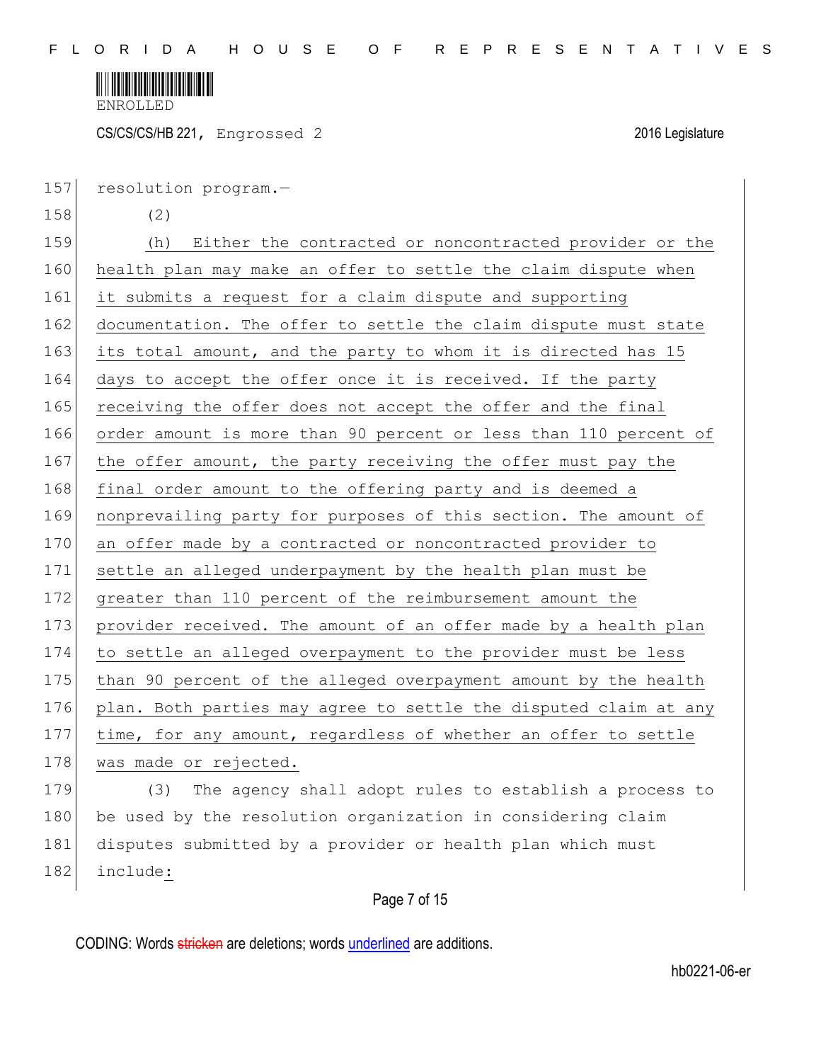resolution program.—

(2)

(h) Either the contracted or noncontracted provider or the health plan may make an offer to settle the claim dispute when it submits a request for a claim dispute and supporting documentation. The offer to settle the claim dispute must state its total amount, and the party to whom it is directed has 15 days to accept the offer once it is received. If the party receiving the offer does not accept the offer and the final order amount is more than 90 percent or less than 110 percent of the offer amount, the party receiving the offer must pay the final order amount to the offering party and is deemed a nonprevailing party for purposes of this section. The amount of an offer made by a contracted or noncontracted provider to settle an alleged underpayment by the health plan must be greater than 110 percent of the reimbursement amount the provider received. The amount of an offer made by a health plan to settle an alleged overpayment to the provider must be less than 90 percent of the alleged overpayment amount by the health plan. Both parties may agree to settle the disputed claim at any time, for any amount, regardless of whether an offer to settle was made or rejected.

(3) The agency shall adopt rules to establish a process to be used by the resolution organization in considering claim disputes submitted by a provider or health plan which must include: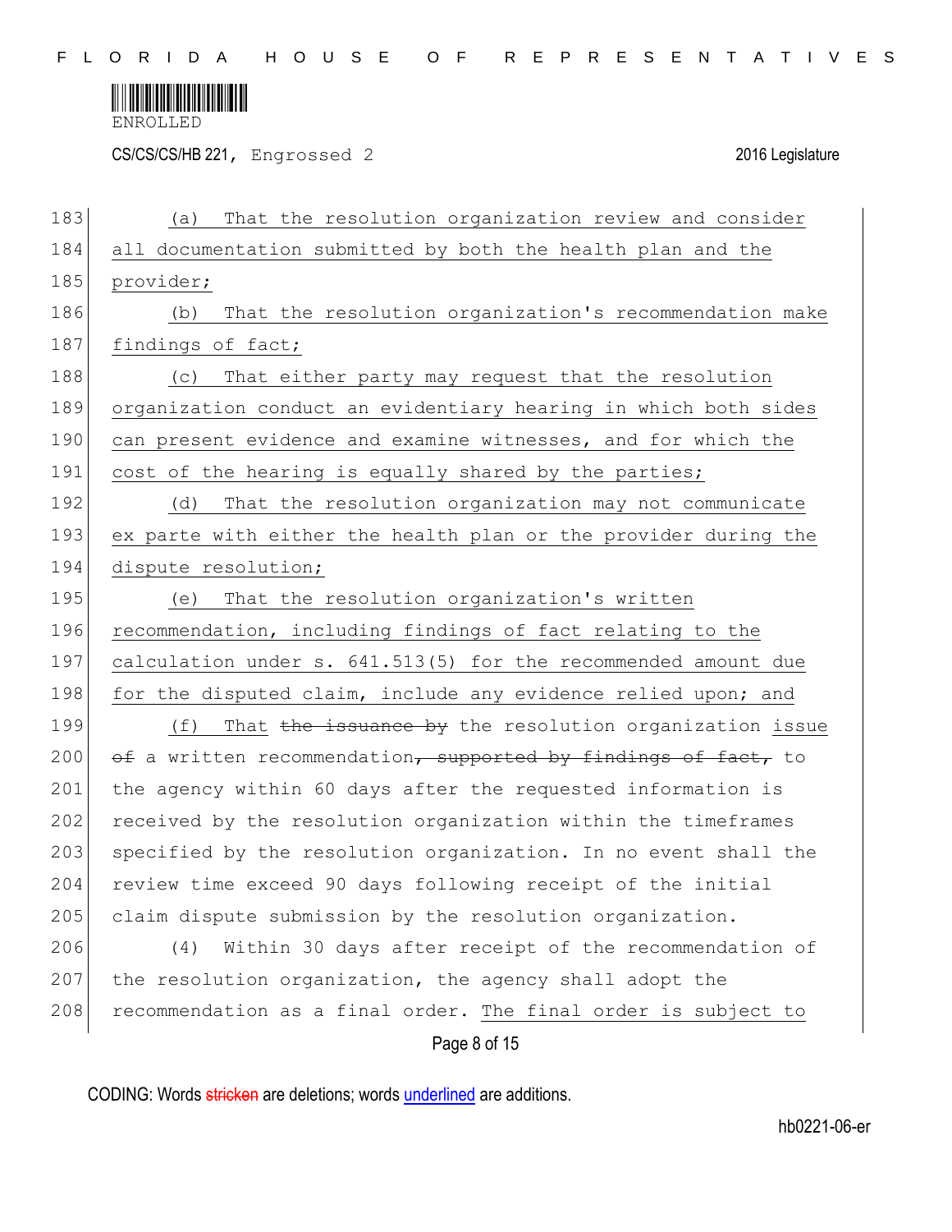(a) That the resolution organization review and consider all documentation submitted by both the health plan and the provider;

(b) That the resolution organization's recommendation make findings of fact;

(c) That either party may request that the resolution organization conduct an evidentiary hearing in which both sides can present evidence and examine witnesses, and for which the cost of the hearing is equally shared by the parties;

(d) That the resolution organization may not communicate ex parte with either the health plan or the provider during the dispute resolution;

(e) That the resolution organization's written recommendation, including findings of fact relating to the calculation under s. 641.513(5) for the recommended amount due for the disputed claim, include any evidence relied upon; and

(f) That ~~the issuance by~~ the resolution organization issue ~~of~~ a written recommendation~~, supported by findings of fact,~~ to the agency within 60 days after the requested information is received by the resolution organization within the timeframes specified by the resolution organization. In no event shall the review time exceed 90 days following receipt of the initial claim dispute submission by the resolution organization.

(4) Within 30 days after receipt of the recommendation of the resolution organization, the agency shall adopt the recommendation as a final order. The final order is subject to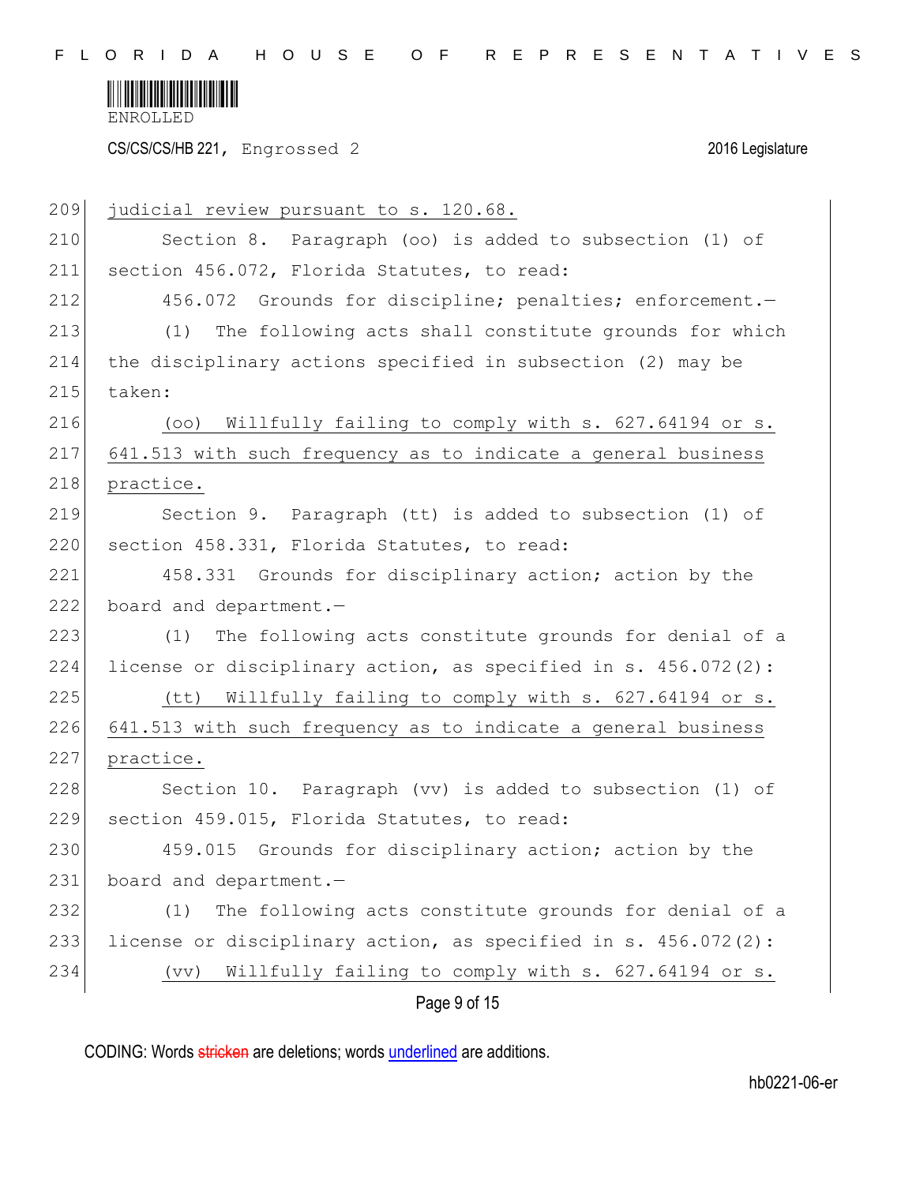judicial review pursuant to s. 120.68.

Section 8. Paragraph (oo) is added to subsection (1) of section 456.072, Florida Statutes, to read:

456.072 Grounds for discipline; penalties; enforcement.—

(1) The following acts shall constitute grounds for which the disciplinary actions specified in subsection (2) may be taken:

(oo) Willfully failing to comply with s. 627.64194 or s. 641.513 with such frequency as to indicate a general business practice.

Section 9. Paragraph (tt) is added to subsection (1) of section 458.331, Florida Statutes, to read:

458.331 Grounds for disciplinary action; action by the board and department.—

(1) The following acts constitute grounds for denial of a license or disciplinary action, as specified in s. 456.072(2):

(tt) Willfully failing to comply with s. 627.64194 or s. 641.513 with such frequency as to indicate a general business practice.

Section 10. Paragraph (vv) is added to subsection (1) of section 459.015, Florida Statutes, to read:

459.015 Grounds for disciplinary action; action by the board and department.—

(1) The following acts constitute grounds for denial of a license or disciplinary action, as specified in s. 456.072(2):

(vv) Willfully failing to comply with s. 627.64194 or s.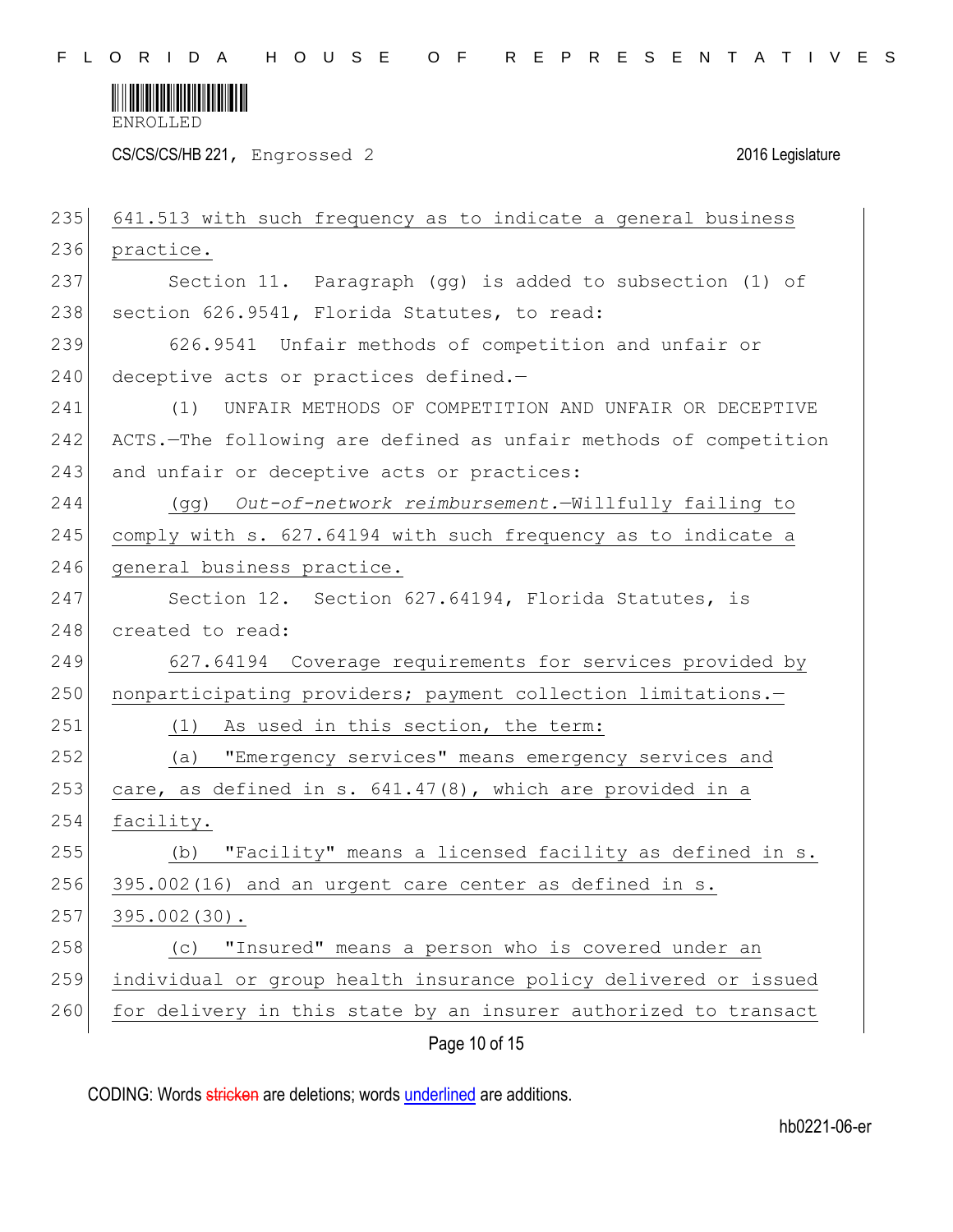641.513 with such frequency as to indicate a general business practice.

Section 11. Paragraph (gg) is added to subsection (1) of section 626.9541, Florida Statutes, to read:

626.9541 Unfair methods of competition and unfair or deceptive acts or practices defined.—

(1) UNFAIR METHODS OF COMPETITION AND UNFAIR OR DECEPTIVE ACTS.—The following are defined as unfair methods of competition and unfair or deceptive acts or practices:

(gg) *Out-of-network reimbursement.*—Willfully failing to comply with s. 627.64194 with such frequency as to indicate a general business practice.

Section 12. Section 627.64194, Florida Statutes, is created to read:

627.64194 Coverage requirements for services provided by nonparticipating providers; payment collection limitations.—

(1) As used in this section, the term:

(a) "Emergency services" means emergency services and care, as defined in s. 641.47(8), which are provided in a facility.

(b) "Facility" means a licensed facility as defined in s. 395.002(16) and an urgent care center as defined in s. 395.002(30).

(c) "Insured" means a person who is covered under an individual or group health insurance policy delivered or issued for delivery in this state by an insurer authorized to transact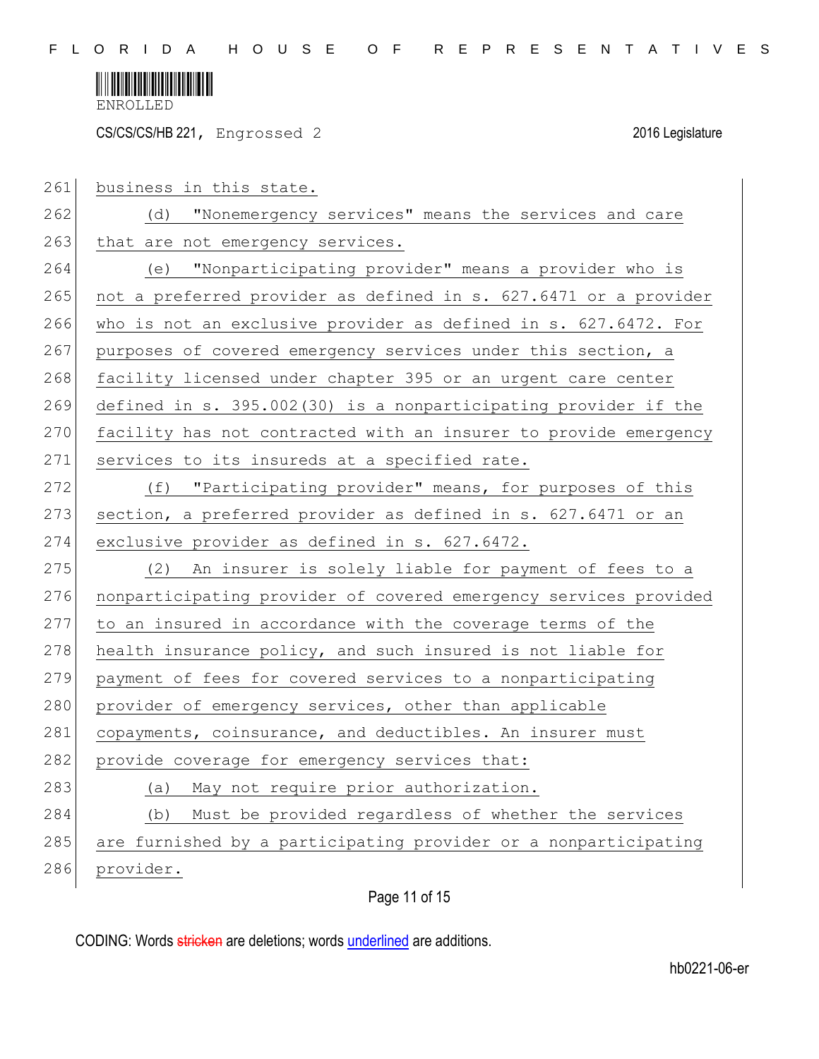business in this state.

(d) "Nonemergency services" means the services and care that are not emergency services.

(e) "Nonparticipating provider" means a provider who is not a preferred provider as defined in s. 627.6471 or a provider who is not an exclusive provider as defined in s. 627.6472. For purposes of covered emergency services under this section, a facility licensed under chapter 395 or an urgent care center defined in s. 395.002(30) is a nonparticipating provider if the facility has not contracted with an insurer to provide emergency services to its insureds at a specified rate.

(f) "Participating provider" means, for purposes of this section, a preferred provider as defined in s. 627.6471 or an exclusive provider as defined in s. 627.6472.

(2) An insurer is solely liable for payment of fees to a nonparticipating provider of covered emergency services provided to an insured in accordance with the coverage terms of the health insurance policy, and such insured is not liable for payment of fees for covered services to a nonparticipating provider of emergency services, other than applicable copayments, coinsurance, and deductibles. An insurer must provide coverage for emergency services that:

(a) May not require prior authorization.

(b) Must be provided regardless of whether the services are furnished by a participating provider or a nonparticipating provider.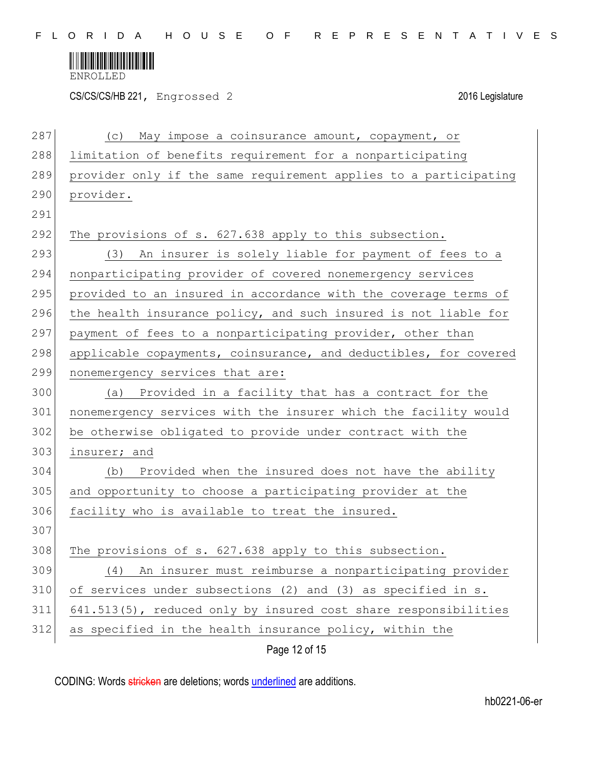(c) May impose a coinsurance amount, copayment, or limitation of benefits requirement for a nonparticipating provider only if the same requirement applies to a participating provider.

The provisions of s. 627.638 apply to this subsection.

(3) An insurer is solely liable for payment of fees to a nonparticipating provider of covered nonemergency services provided to an insured in accordance with the coverage terms of the health insurance policy, and such insured is not liable for payment of fees to a nonparticipating provider, other than applicable copayments, coinsurance, and deductibles, for covered nonemergency services that are:

(a) Provided in a facility that has a contract for the nonemergency services with the insurer which the facility would be otherwise obligated to provide under contract with the insurer; and

(b) Provided when the insured does not have the ability and opportunity to choose a participating provider at the facility who is available to treat the insured.

The provisions of s. 627.638 apply to this subsection.

(4) An insurer must reimburse a nonparticipating provider of services under subsections (2) and (3) as specified in s. 641.513(5), reduced only by insured cost share responsibilities as specified in the health insurance policy, within the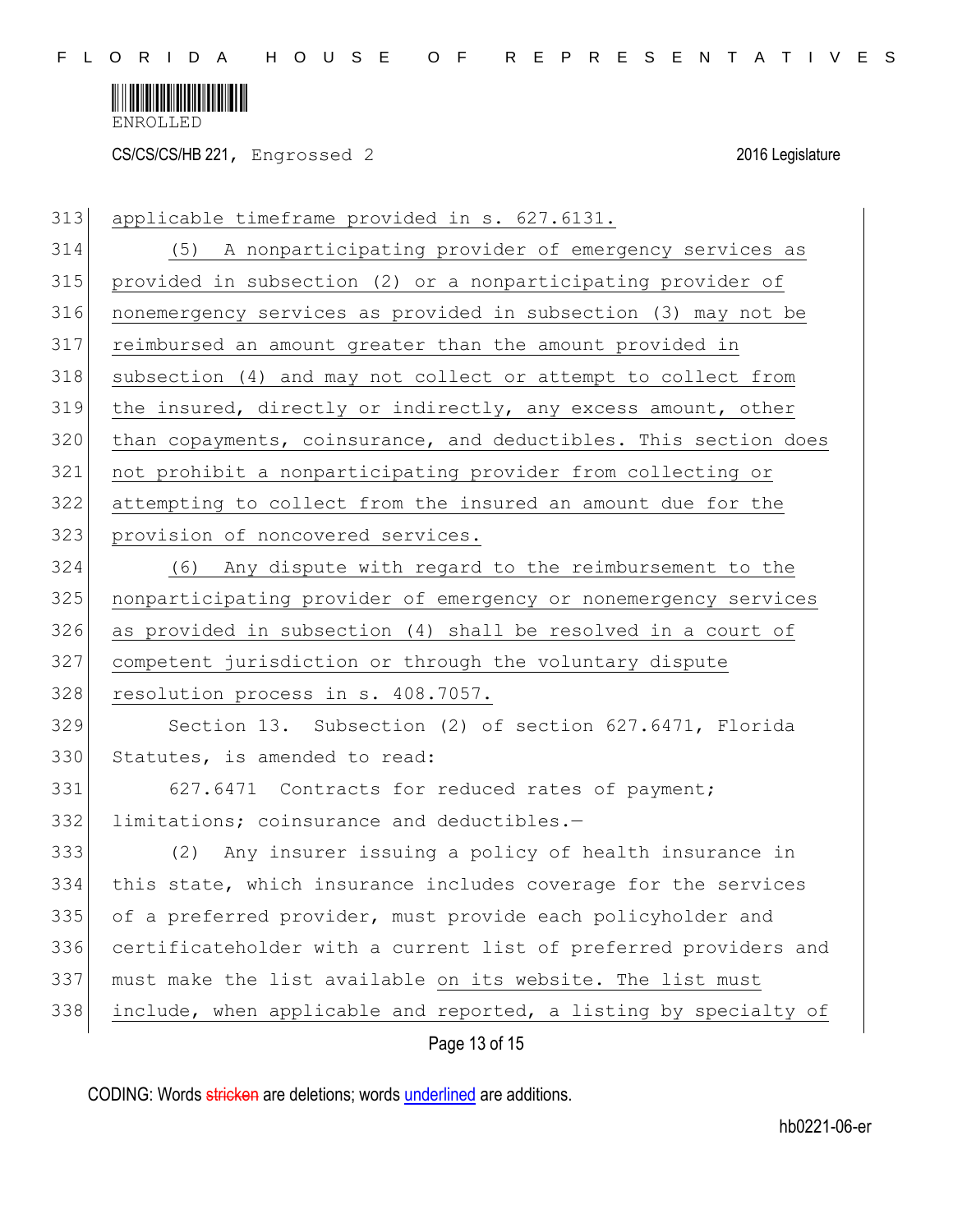applicable timeframe provided in s. 627.6131.

(5) A nonparticipating provider of emergency services as provided in subsection (2) or a nonparticipating provider of nonemergency services as provided in subsection (3) may not be reimbursed an amount greater than the amount provided in subsection (4) and may not collect or attempt to collect from the insured, directly or indirectly, any excess amount, other than copayments, coinsurance, and deductibles. This section does not prohibit a nonparticipating provider from collecting or attempting to collect from the insured an amount due for the provision of noncovered services.

(6) Any dispute with regard to the reimbursement to the nonparticipating provider of emergency or nonemergency services as provided in subsection (4) shall be resolved in a court of competent jurisdiction or through the voluntary dispute resolution process in s. 408.7057.

Section 13. Subsection (2) of section 627.6471, Florida Statutes, is amended to read:

627.6471 Contracts for reduced rates of payment; limitations; coinsurance and deductibles.—

(2) Any insurer issuing a policy of health insurance in this state, which insurance includes coverage for the services of a preferred provider, must provide each policyholder and certificateholder with a current list of preferred providers and must make the list available on its website. The list must include, when applicable and reported, a listing by specialty of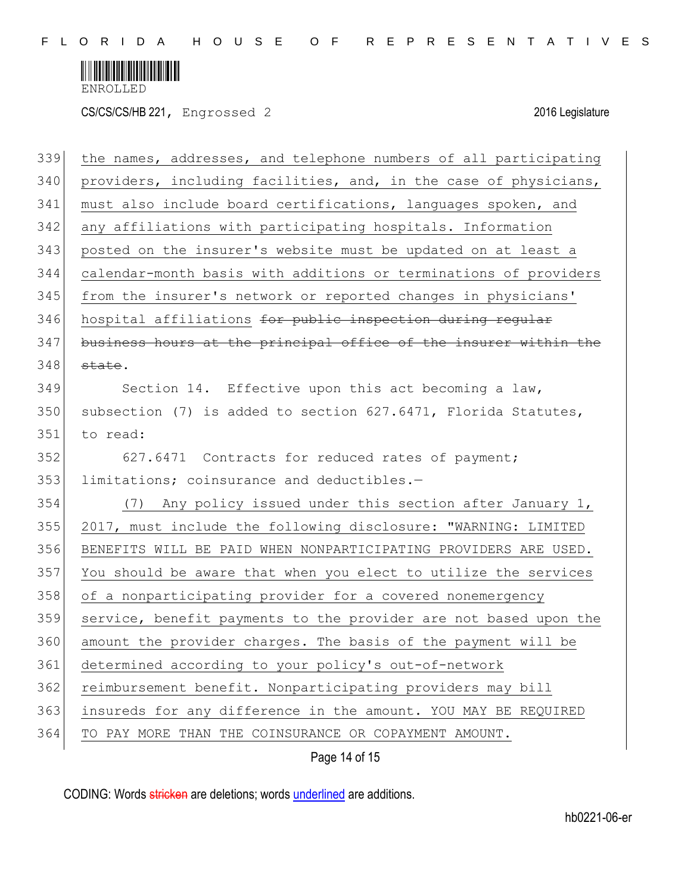the names, addresses, and telephone numbers of all participating providers, including facilities, and, in the case of physicians, must also include board certifications, languages spoken, and any affiliations with participating hospitals. Information posted on the insurer's website must be updated on at least a calendar-month basis with additions or terminations of providers from the insurer's network or reported changes in physicians' hospital affiliations ~~for public inspection during regular business hours at the principal office of the insurer within the state~~.

Section 14. Effective upon this act becoming a law, subsection (7) is added to section 627.6471, Florida Statutes, to read:

627.6471 Contracts for reduced rates of payment; limitations; coinsurance and deductibles.—

(7) Any policy issued under this section after January 1, 2017, must include the following disclosure: "WARNING: LIMITED BENEFITS WILL BE PAID WHEN NONPARTICIPATING PROVIDERS ARE USED. You should be aware that when you elect to utilize the services of a nonparticipating provider for a covered nonemergency service, benefit payments to the provider are not based upon the amount the provider charges. The basis of the payment will be determined according to your policy's out-of-network reimbursement benefit. Nonparticipating providers may bill insureds for any difference in the amount. YOU MAY BE REQUIRED TO PAY MORE THAN THE COINSURANCE OR COPAYMENT AMOUNT.

CODING: Words ~~stricken~~ are deletions; words underlined are additions.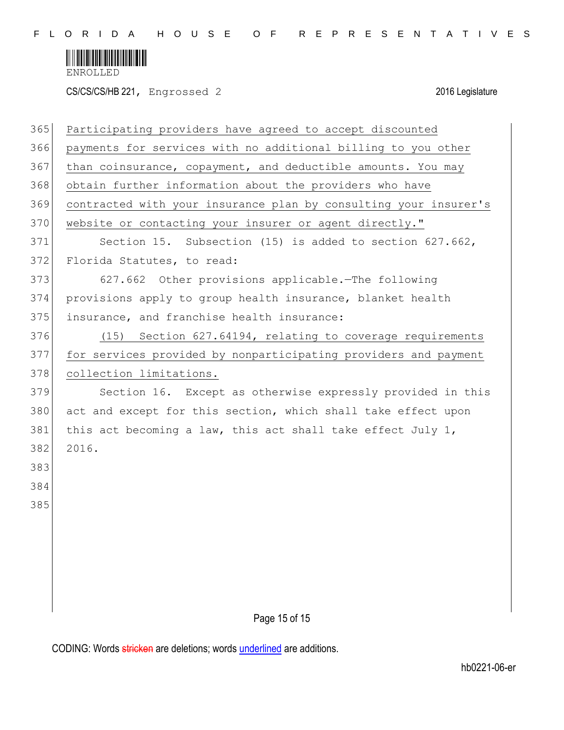Participating providers have agreed to accept discounted payments for services with no additional billing to you other than coinsurance, copayment, and deductible amounts. You may obtain further information about the providers who have contracted with your insurance plan by consulting your insurer's website or contacting your insurer or agent directly."

Section 15. Subsection (15) is added to section 627.662, Florida Statutes, to read:

627.662 Other provisions applicable.—The following provisions apply to group health insurance, blanket health insurance, and franchise health insurance:

(15) Section 627.64194, relating to coverage requirements for services provided by nonparticipating providers and payment collection limitations.

Section 16. Except as otherwise expressly provided in this act and except for this section, which shall take effect upon this act becoming a law, this act shall take effect July 1, 2016.